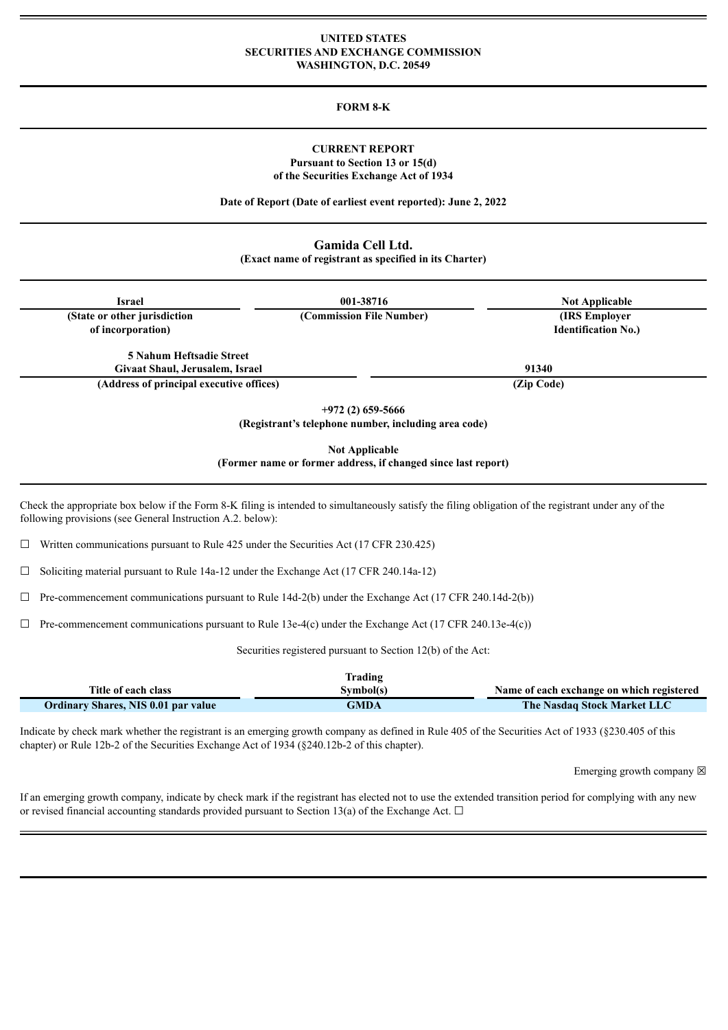**UNITED STATES**
**SECURITIES AND EXCHANGE COMMISSION**
**WASHINGTON, D.C. 20549**

**FORM 8-K**

**CURRENT REPORT**
**Pursuant to Section 13 or 15(d)**
**of the Securities Exchange Act of 1934**

**Date of Report (Date of earliest event reported): June 2, 2022**

**Gamida Cell Ltd.**
**(Exact name of registrant as specified in its Charter)**

| Israel | 001-38716 | Not Applicable |
|---|---|---|
| (State or other jurisdiction of incorporation) | (Commission File Number) | (IRS Employer Identification No.) |

| 5 Nahum Heftsadie Street Givaat Shaul, Jerusalem, Israel | 91340 |
|---|---|
| (Address of principal executive offices) | (Zip Code) |

**+972 (2) 659-5666**
**(Registrant's telephone number, including area code)**

**Not Applicable**
**(Former name or former address, if changed since last report)**

Check the appropriate box below if the Form 8-K filing is intended to simultaneously satisfy the filing obligation of the registrant under any of the following provisions (see General Instruction A.2. below):

☐ Written communications pursuant to Rule 425 under the Securities Act (17 CFR 230.425)

☐ Soliciting material pursuant to Rule 14a-12 under the Exchange Act (17 CFR 240.14a-12)

☐ Pre-commencement communications pursuant to Rule 14d-2(b) under the Exchange Act (17 CFR 240.14d-2(b))

☐ Pre-commencement communications pursuant to Rule 13e-4(c) under the Exchange Act (17 CFR 240.13e-4(c))

Securities registered pursuant to Section 12(b) of the Act:

| Title of each class | Trading Symbol(s) | Name of each exchange on which registered |
|---|---|---|
| Ordinary Shares, NIS 0.01 par value | GMDA | The Nasdaq Stock Market LLC |

Indicate by check mark whether the registrant is an emerging growth company as defined in Rule 405 of the Securities Act of 1933 (§230.405 of this chapter) or Rule 12b-2 of the Securities Exchange Act of 1934 (§240.12b-2 of this chapter).

Emerging growth company ☒

If an emerging growth company, indicate by check mark if the registrant has elected not to use the extended transition period for complying with any new or revised financial accounting standards provided pursuant to Section 13(a) of the Exchange Act. ☐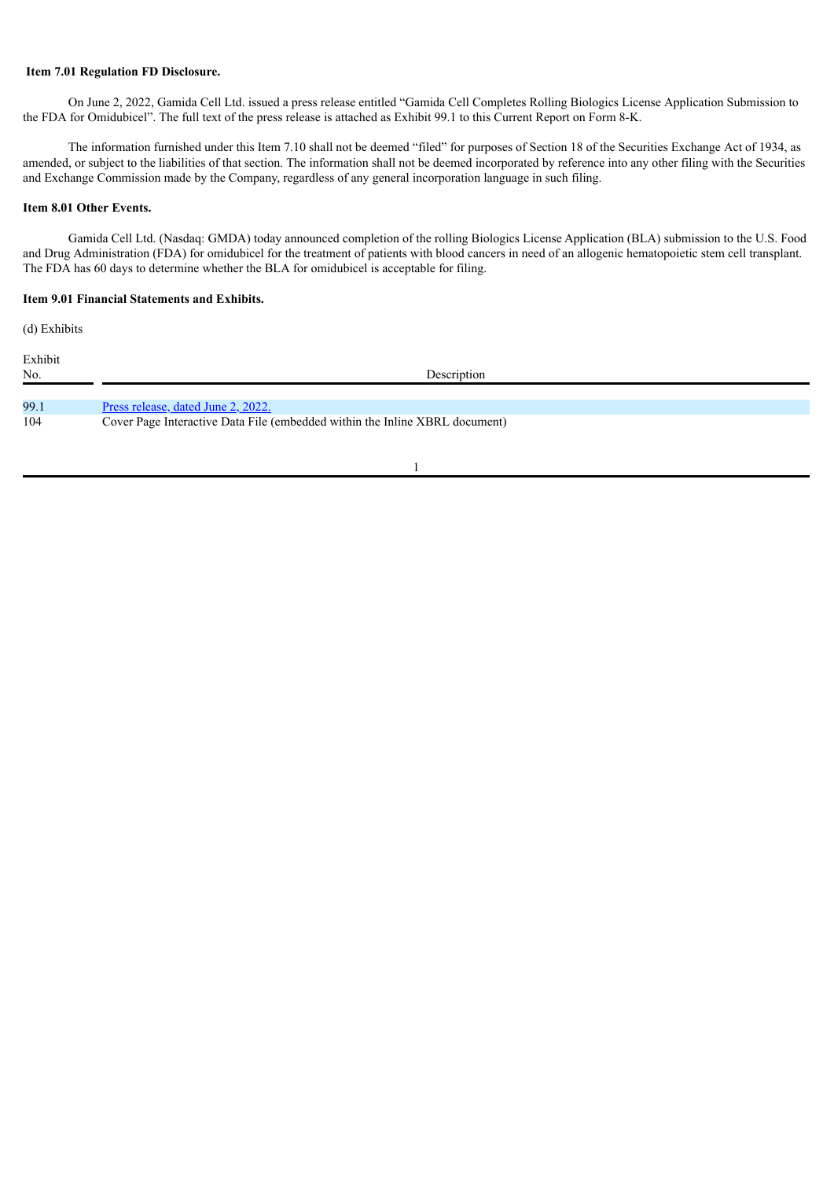**Item 7.01 Regulation FD Disclosure.**

On June 2, 2022, Gamida Cell Ltd. issued a press release entitled "Gamida Cell Completes Rolling Biologics License Application Submission to the FDA for Omidubicel". The full text of the press release is attached as Exhibit 99.1 to this Current Report on Form 8-K.

The information furnished under this Item 7.10 shall not be deemed "filed" for purposes of Section 18 of the Securities Exchange Act of 1934, as amended, or subject to the liabilities of that section. The information shall not be deemed incorporated by reference into any other filing with the Securities and Exchange Commission made by the Company, regardless of any general incorporation language in such filing.

**Item 8.01 Other Events.**

Gamida Cell Ltd. (Nasdaq: GMDA) today announced completion of the rolling Biologics License Application (BLA) submission to the U.S. Food and Drug Administration (FDA) for omidubicel for the treatment of patients with blood cancers in need of an allogenic hematopoietic stem cell transplant. The FDA has 60 days to determine whether the BLA for omidubicel is acceptable for filing.

**Item 9.01 Financial Statements and Exhibits.**

(d) Exhibits

| Exhibit No. | Description |
|---|---|
| 99.1 | Press release, dated June 2, 2022. |
| 104 | Cover Page Interactive Data File (embedded within the Inline XBRL document) |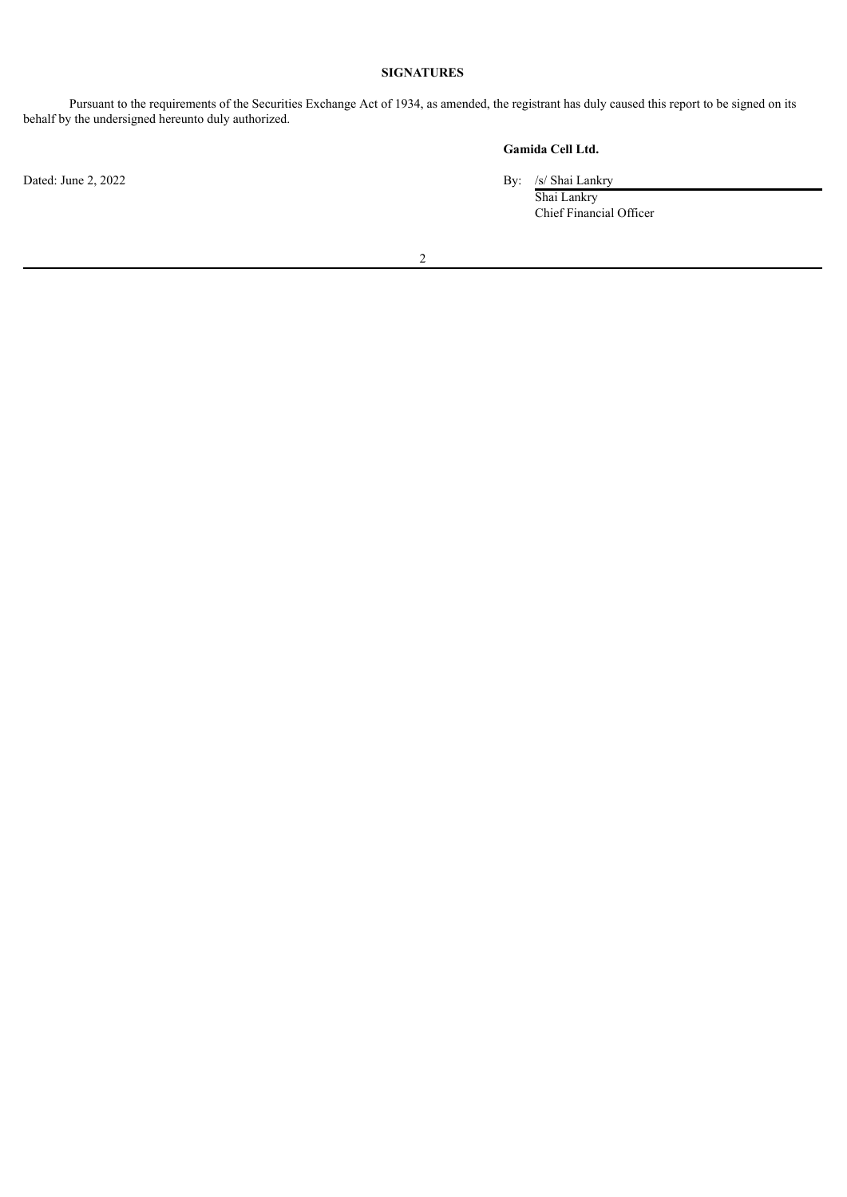**SIGNATURES**

Pursuant to the requirements of the Securities Exchange Act of 1934, as amended, the registrant has duly caused this report to be signed on its behalf by the undersigned hereunto duly authorized.

**Gamida Cell Ltd.**

Dated: June 2, 2022

By: /s/ Shai Lankry
Shai Lankry
Chief Financial Officer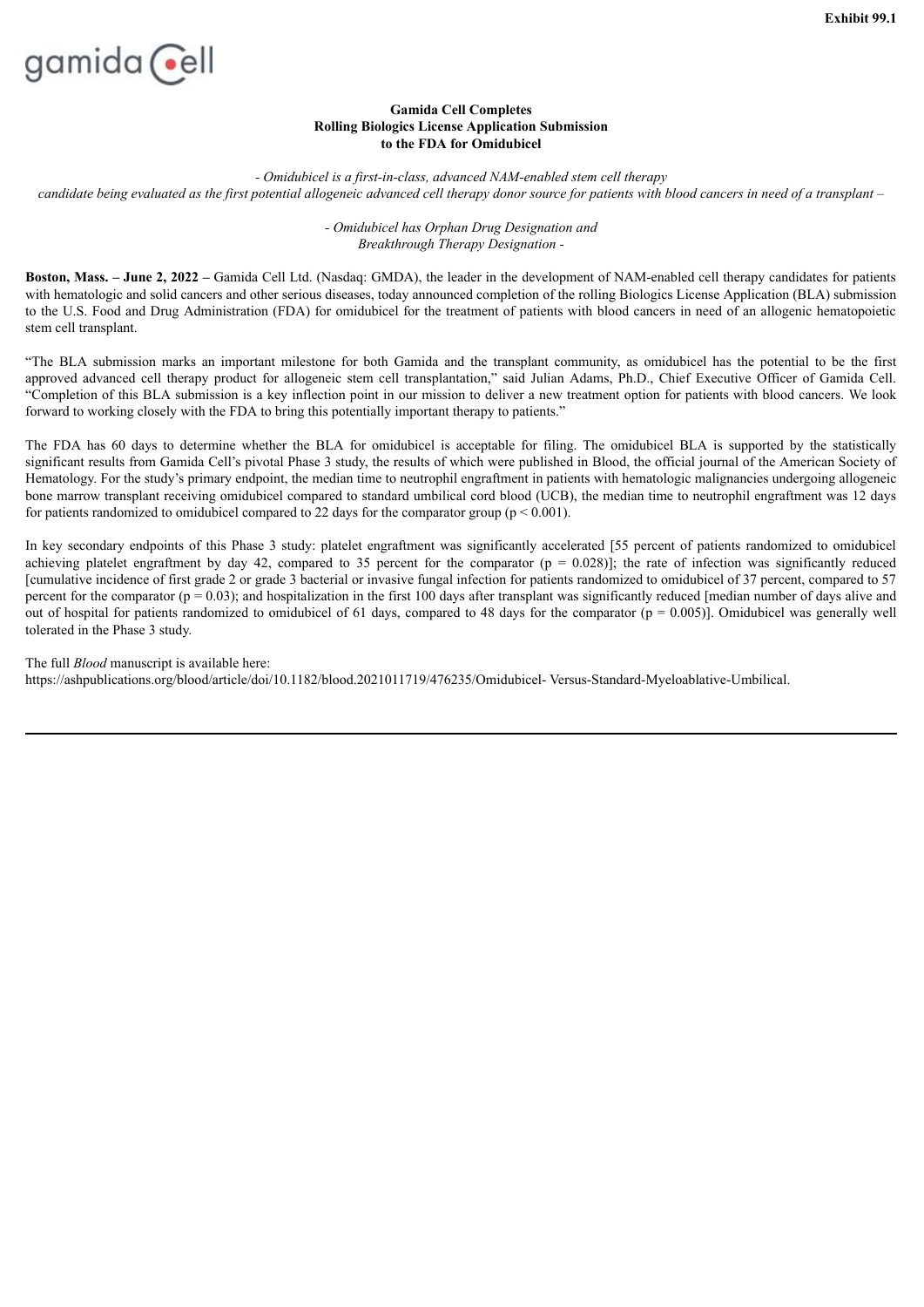Exhibit 99.1

gamida cell

**Gamida Cell Completes**
**Rolling Biologics License Application Submission**
**to the FDA for Omidubicel**

*- Omidubicel is a first-in-class, advanced NAM-enabled stem cell therapy candidate being evaluated as the first potential allogeneic advanced cell therapy donor source for patients with blood cancers in need of a transplant –*

*- Omidubicel has Orphan Drug Designation and Breakthrough Therapy Designation -*

**Boston, Mass. – June 2, 2022 –** Gamida Cell Ltd. (Nasdaq: GMDA), the leader in the development of NAM-enabled cell therapy candidates for patients with hematologic and solid cancers and other serious diseases, today announced completion of the rolling Biologics License Application (BLA) submission to the U.S. Food and Drug Administration (FDA) for omidubicel for the treatment of patients with blood cancers in need of an allogenic hematopoietic stem cell transplant.

"The BLA submission marks an important milestone for both Gamida and the transplant community, as omidubicel has the potential to be the first approved advanced cell therapy product for allogeneic stem cell transplantation," said Julian Adams, Ph.D., Chief Executive Officer of Gamida Cell. "Completion of this BLA submission is a key inflection point in our mission to deliver a new treatment option for patients with blood cancers. We look forward to working closely with the FDA to bring this potentially important therapy to patients."

The FDA has 60 days to determine whether the BLA for omidubicel is acceptable for filing. The omidubicel BLA is supported by the statistically significant results from Gamida Cell's pivotal Phase 3 study, the results of which were published in Blood, the official journal of the American Society of Hematology. For the study's primary endpoint, the median time to neutrophil engraftment in patients with hematologic malignancies undergoing allogeneic bone marrow transplant receiving omidubicel compared to standard umbilical cord blood (UCB), the median time to neutrophil engraftment was 12 days for patients randomized to omidubicel compared to 22 days for the comparator group ($p < 0.001$).

In key secondary endpoints of this Phase 3 study: platelet engraftment was significantly accelerated [55 percent of patients randomized to omidubicel achieving platelet engraftment by day 42, compared to 35 percent for the comparator ($p = 0.028$)]; the rate of infection was significantly reduced [cumulative incidence of first grade 2 or grade 3 bacterial or invasive fungal infection for patients randomized to omidubicel of 37 percent, compared to 57 percent for the comparator ($p = 0.03$); and hospitalization in the first 100 days after transplant was significantly reduced [median number of days alive and out of hospital for patients randomized to omidubicel of 61 days, compared to 48 days for the comparator ($p = 0.005$)]. Omidubicel was generally well tolerated in the Phase 3 study.

The full *Blood* manuscript is available here:
https://ashpublications.org/blood/article/doi/10.1182/blood.2021011719/476235/Omidubicel- Versus-Standard-Myeloablative-Umbilical.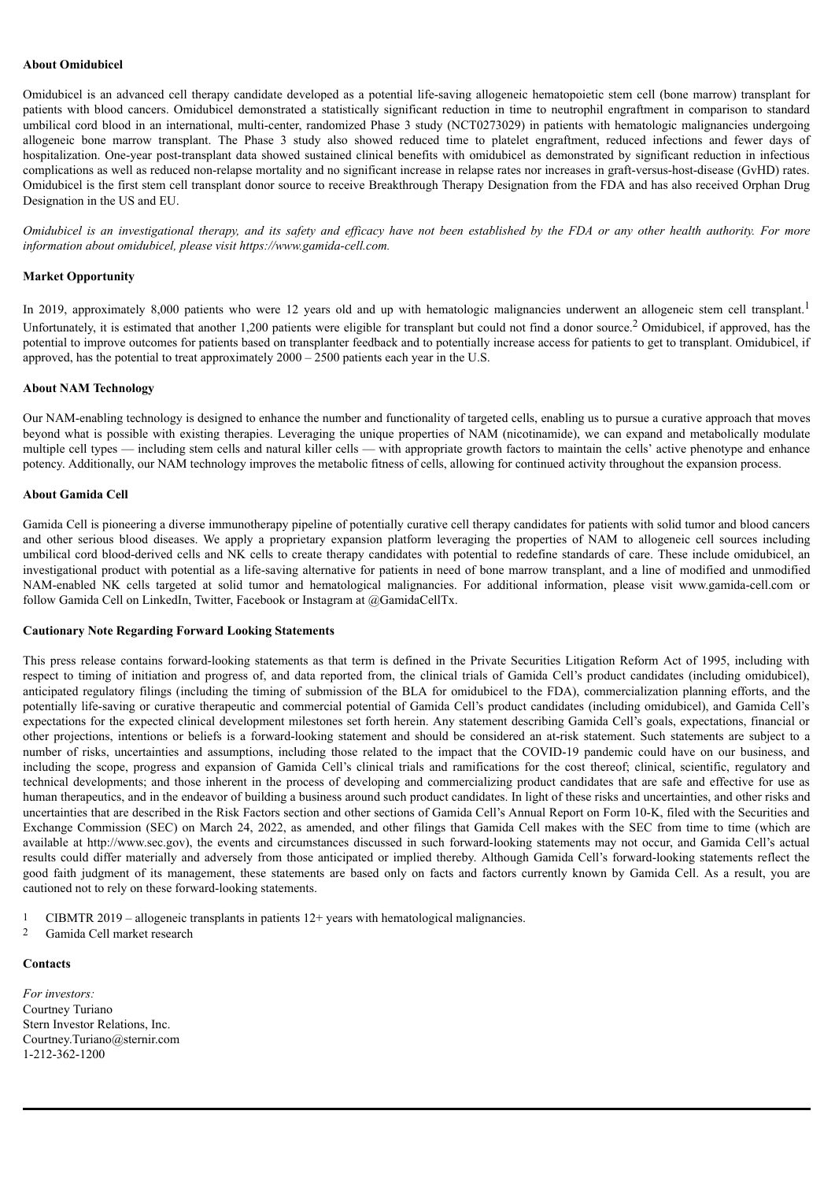**About Omidubicel**

Omidubicel is an advanced cell therapy candidate developed as a potential life-saving allogeneic hematopoietic stem cell (bone marrow) transplant for patients with blood cancers. Omidubicel demonstrated a statistically significant reduction in time to neutrophil engraftment in comparison to standard umbilical cord blood in an international, multi-center, randomized Phase 3 study (NCT0273029) in patients with hematologic malignancies undergoing allogeneic bone marrow transplant. The Phase 3 study also showed reduced time to platelet engraftment, reduced infections and fewer days of hospitalization. One-year post-transplant data showed sustained clinical benefits with omidubicel as demonstrated by significant reduction in infectious complications as well as reduced non-relapse mortality and no significant increase in relapse rates nor increases in graft-versus-host-disease (GvHD) rates. Omidubicel is the first stem cell transplant donor source to receive Breakthrough Therapy Designation from the FDA and has also received Orphan Drug Designation in the US and EU.

*Omidubicel is an investigational therapy, and its safety and efficacy have not been established by the FDA or any other health authority. For more information about omidubicel, please visit https://www.gamida-cell.com.*

**Market Opportunity**

In 2019, approximately 8,000 patients who were 12 years old and up with hematologic malignancies underwent an allogeneic stem cell transplant.[1] Unfortunately, it is estimated that another 1,200 patients were eligible for transplant but could not find a donor source.[2] Omidubicel, if approved, has the potential to improve outcomes for patients based on transplanter feedback and to potentially increase access for patients to get to transplant. Omidubicel, if approved, has the potential to treat approximately 2000 – 2500 patients each year in the U.S.

**About NAM Technology**

Our NAM-enabling technology is designed to enhance the number and functionality of targeted cells, enabling us to pursue a curative approach that moves beyond what is possible with existing therapies. Leveraging the unique properties of NAM (nicotinamide), we can expand and metabolically modulate multiple cell types — including stem cells and natural killer cells — with appropriate growth factors to maintain the cells' active phenotype and enhance potency. Additionally, our NAM technology improves the metabolic fitness of cells, allowing for continued activity throughout the expansion process.

**About Gamida Cell**

Gamida Cell is pioneering a diverse immunotherapy pipeline of potentially curative cell therapy candidates for patients with solid tumor and blood cancers and other serious blood diseases. We apply a proprietary expansion platform leveraging the properties of NAM to allogeneic cell sources including umbilical cord blood-derived cells and NK cells to create therapy candidates with potential to redefine standards of care. These include omidubicel, an investigational product with potential as a life-saving alternative for patients in need of bone marrow transplant, and a line of modified and unmodified NAM-enabled NK cells targeted at solid tumor and hematological malignancies. For additional information, please visit www.gamida-cell.com or follow Gamida Cell on LinkedIn, Twitter, Facebook or Instagram at @GamidaCellTx.

**Cautionary Note Regarding Forward Looking Statements**

This press release contains forward-looking statements as that term is defined in the Private Securities Litigation Reform Act of 1995, including with respect to timing of initiation and progress of, and data reported from, the clinical trials of Gamida Cell's product candidates (including omidubicel), anticipated regulatory filings (including the timing of submission of the BLA for omidubicel to the FDA), commercialization planning efforts, and the potentially life-saving or curative therapeutic and commercial potential of Gamida Cell's product candidates (including omidubicel), and Gamida Cell's expectations for the expected clinical development milestones set forth herein. Any statement describing Gamida Cell's goals, expectations, financial or other projections, intentions or beliefs is a forward-looking statement and should be considered an at-risk statement. Such statements are subject to a number of risks, uncertainties and assumptions, including those related to the impact that the COVID-19 pandemic could have on our business, and including the scope, progress and expansion of Gamida Cell's clinical trials and ramifications for the cost thereof; clinical, scientific, regulatory and technical developments; and those inherent in the process of developing and commercializing product candidates that are safe and effective for use as human therapeutics, and in the endeavor of building a business around such product candidates. In light of these risks and uncertainties, and other risks and uncertainties that are described in the Risk Factors section and other sections of Gamida Cell's Annual Report on Form 10-K, filed with the Securities and Exchange Commission (SEC) on March 24, 2022, as amended, and other filings that Gamida Cell makes with the SEC from time to time (which are available at http://www.sec.gov), the events and circumstances discussed in such forward-looking statements may not occur, and Gamida Cell's actual results could differ materially and adversely from those anticipated or implied thereby. Although Gamida Cell's forward-looking statements reflect the good faith judgment of its management, these statements are based only on facts and factors currently known by Gamida Cell. As a result, you are cautioned not to rely on these forward-looking statements.

1 CIBMTR 2019 – allogeneic transplants in patients 12+ years with hematological malignancies.
2 Gamida Cell market research

**Contacts**

*For investors:*
Courtney Turiano
Stern Investor Relations, Inc.
Courtney.Turiano@sternir.com
1-212-362-1200